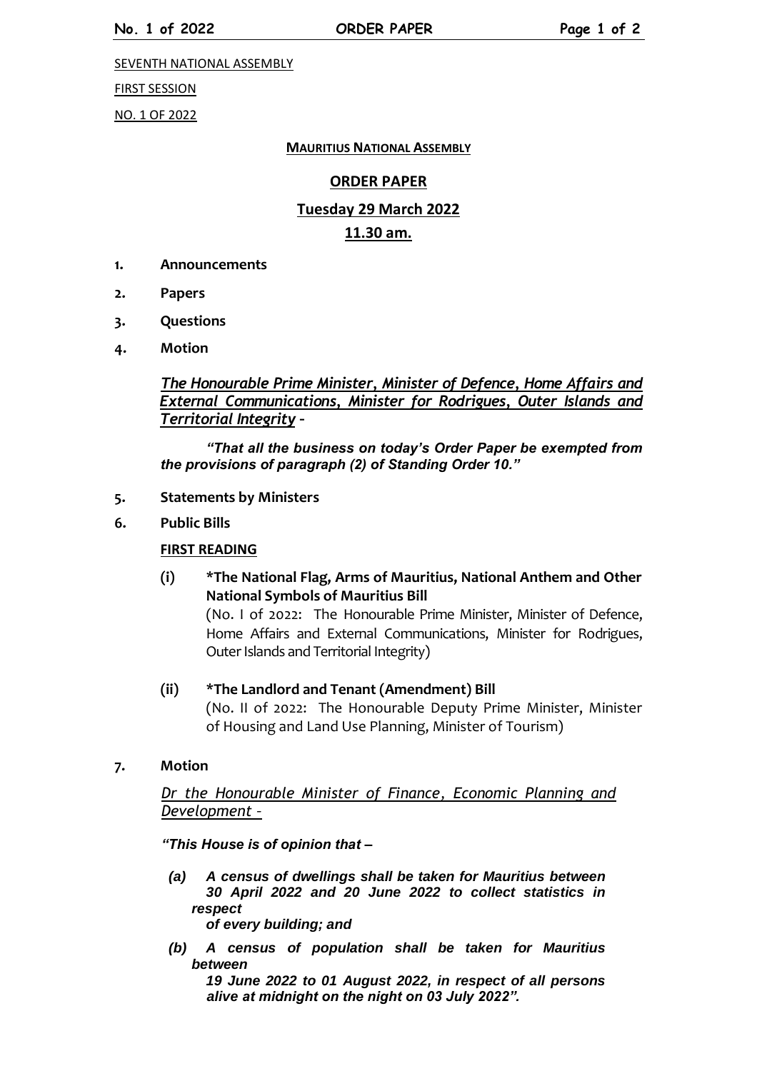SEVENTH NATIONAL ASSEMBLY

FIRST SESSION

NO. 1 OF 2022

**MAURITIUS NATIONAL ASSEMBLY**

# ORDER PAPER

## Tuesday 29 March 2022

## 11.30 am.

1. **Announcements**
2. **Papers**
3. **Questions**
4. **Motion**

*The Honourable Prime Minister, Minister of Defence, Home Affairs and External Communications, Minister for Rodrigues, Outer Islands and Territorial Integrity* –

***"That all the business on today's Order Paper be exempted from the provisions of paragraph (2) of Standing Order 10."***

5. **Statements by Ministers**
6. **Public Bills**

**FIRST READING**

**(i) *The National Flag, Arms of Mauritius, National Anthem and Other National Symbols of Mauritius Bill**
(No. I of 2022: The Honourable Prime Minister, Minister of Defence, Home Affairs and External Communications, Minister for Rodrigues, Outer Islands and Territorial Integrity)

**(ii) *The Landlord and Tenant (Amendment) Bill**
(No. II of 2022: The Honourable Deputy Prime Minister, Minister of Housing and Land Use Planning, Minister of Tourism)

7. **Motion**

*Dr the Honourable Minister of Finance, Economic Planning and Development* -

***"This House is of opinion that –***

***(a) A census of dwellings shall be taken for Mauritius between 30 April 2022 and 20 June 2022 to collect statistics in respect of every building; and***

***(b) A census of population shall be taken for Mauritius between 19 June 2022 to 01 August 2022, in respect of all persons alive at midnight on the night on 03 July 2022".***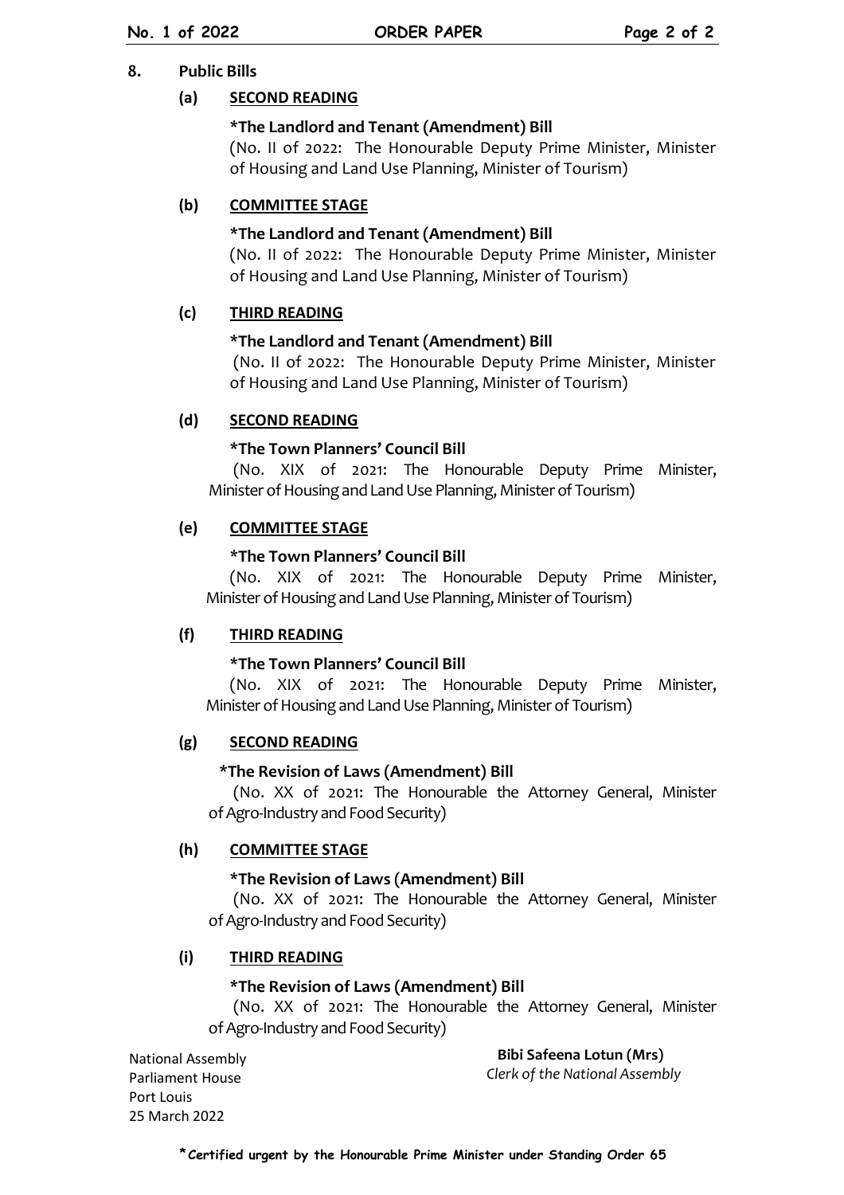## 8. Public Bills

### (a) <u>SECOND READING</u>

**\*The Landlord and Tenant (Amendment) Bill**
(No. II of 2022: The Honourable Deputy Prime Minister, Minister of Housing and Land Use Planning, Minister of Tourism)

### (b) <u>COMMITTEE STAGE</u>

**\*The Landlord and Tenant (Amendment) Bill**
(No. II of 2022: The Honourable Deputy Prime Minister, Minister of Housing and Land Use Planning, Minister of Tourism)

### (c) <u>THIRD READING</u>

**\*The Landlord and Tenant (Amendment) Bill**
(No. II of 2022: The Honourable Deputy Prime Minister, Minister of Housing and Land Use Planning, Minister of Tourism)

### (d) <u>SECOND READING</u>

**\*The Town Planners' Council Bill**
(No. XIX of 2021: The Honourable Deputy Prime Minister, Minister of Housing and Land Use Planning, Minister of Tourism)

### (e) <u>COMMITTEE STAGE</u>

**\*The Town Planners' Council Bill**
(No. XIX of 2021: The Honourable Deputy Prime Minister, Minister of Housing and Land Use Planning, Minister of Tourism)

### (f) <u>THIRD READING</u>

**\*The Town Planners' Council Bill**
(No. XIX of 2021: The Honourable Deputy Prime Minister, Minister of Housing and Land Use Planning, Minister of Tourism)

### (g) <u>SECOND READING</u>

**\*The Revision of Laws (Amendment) Bill**
(No. XX of 2021: The Honourable the Attorney General, Minister of Agro-Industry and Food Security)

### (h) <u>COMMITTEE STAGE</u>

**\*The Revision of Laws (Amendment) Bill**
(No. XX of 2021: The Honourable the Attorney General, Minister of Agro-Industry and Food Security)

### (i) <u>THIRD READING</u>

**\*The Revision of Laws (Amendment) Bill**
(No. XX of 2021: The Honourable the Attorney General, Minister of Agro-Industry and Food Security)

National Assembly
Parliament House
Port Louis
25 March 2022

**Bibi Safeena Lotun (Mrs)**
*Clerk of the National Assembly*

**\* Certified urgent by the Honourable Prime Minister under Standing Order 65**